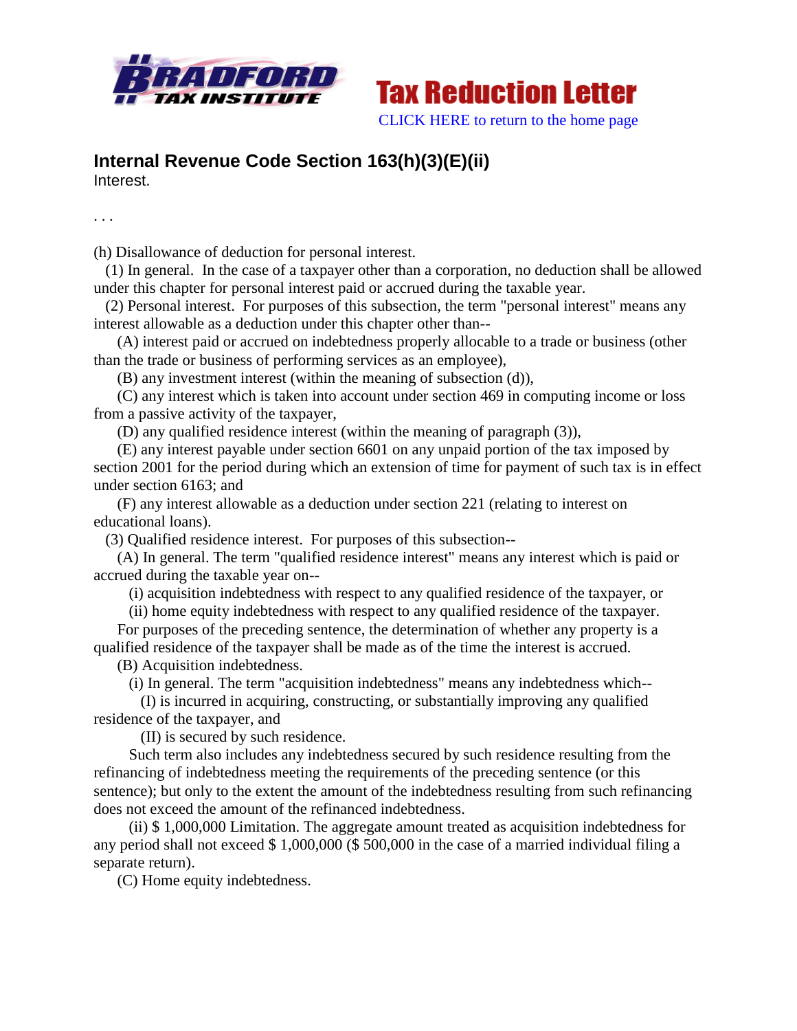**Tax Reduction Letter**

CLICK HERE to return to the home page

## Internal Revenue Code Section 163(h)(3)(E)(ii)

Interest.

. . .

(h) Disallowance of deduction for personal interest.

(1) In general. In the case of a taxpayer other than a corporation, no deduction shall be allowed under this chapter for personal interest paid or accrued during the taxable year.

(2) Personal interest. For purposes of this subsection, the term "personal interest" means any interest allowable as a deduction under this chapter other than--

(A) interest paid or accrued on indebtedness properly allocable to a trade or business (other than the trade or business of performing services as an employee),

(B) any investment interest (within the meaning of subsection (d)),

(C) any interest which is taken into account under section 469 in computing income or loss from a passive activity of the taxpayer,

(D) any qualified residence interest (within the meaning of paragraph (3)),

(E) any interest payable under section 6601 on any unpaid portion of the tax imposed by section 2001 for the period during which an extension of time for payment of such tax is in effect under section 6163; and

(F) any interest allowable as a deduction under section 221 (relating to interest on educational loans).

(3) Qualified residence interest. For purposes of this subsection--

(A) In general. The term "qualified residence interest" means any interest which is paid or accrued during the taxable year on--

(i) acquisition indebtedness with respect to any qualified residence of the taxpayer, or

(ii) home equity indebtedness with respect to any qualified residence of the taxpayer.

For purposes of the preceding sentence, the determination of whether any property is a qualified residence of the taxpayer shall be made as of the time the interest is accrued.

(B) Acquisition indebtedness.

(i) In general. The term "acquisition indebtedness" means any indebtedness which--

(I) is incurred in acquiring, constructing, or substantially improving any qualified residence of the taxpayer, and

(II) is secured by such residence.

Such term also includes any indebtedness secured by such residence resulting from the refinancing of indebtedness meeting the requirements of the preceding sentence (or this sentence); but only to the extent the amount of the indebtedness resulting from such refinancing does not exceed the amount of the refinanced indebtedness.

(ii) $ 1,000,000 Limitation. The aggregate amount treated as acquisition indebtedness for any period shall not exceed $ 1,000,000 ($ 500,000 in the case of a married individual filing a separate return).

(C) Home equity indebtedness.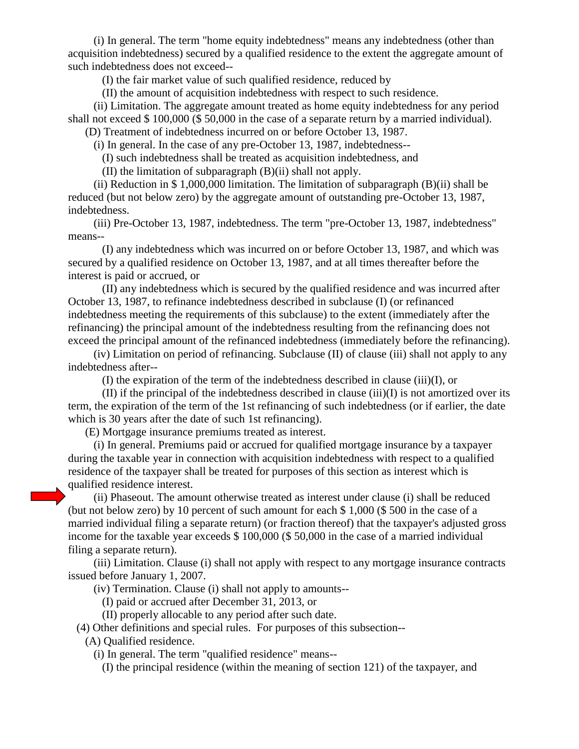(i) In general. The term "home equity indebtedness" means any indebtedness (other than acquisition indebtedness) secured by a qualified residence to the extent the aggregate amount of such indebtedness does not exceed--

(I) the fair market value of such qualified residence, reduced by

(II) the amount of acquisition indebtedness with respect to such residence.

(ii) Limitation. The aggregate amount treated as home equity indebtedness for any period shall not exceed $ 100,000 ($ 50,000 in the case of a separate return by a married individual).

(D) Treatment of indebtedness incurred on or before October 13, 1987.

(i) In general. In the case of any pre-October 13, 1987, indebtedness--

(I) such indebtedness shall be treated as acquisition indebtedness, and

(II) the limitation of subparagraph (B)(ii) shall not apply.

(ii) Reduction in $ 1,000,000 limitation. The limitation of subparagraph (B)(ii) shall be reduced (but not below zero) by the aggregate amount of outstanding pre-October 13, 1987, indebtedness.

(iii) Pre-October 13, 1987, indebtedness. The term "pre-October 13, 1987, indebtedness" means--

(I) any indebtedness which was incurred on or before October 13, 1987, and which was secured by a qualified residence on October 13, 1987, and at all times thereafter before the interest is paid or accrued, or

(II) any indebtedness which is secured by the qualified residence and was incurred after October 13, 1987, to refinance indebtedness described in subclause (I) (or refinanced indebtedness meeting the requirements of this subclause) to the extent (immediately after the refinancing) the principal amount of the indebtedness resulting from the refinancing does not exceed the principal amount of the refinanced indebtedness (immediately before the refinancing).

(iv) Limitation on period of refinancing. Subclause (II) of clause (iii) shall not apply to any indebtedness after--

(I) the expiration of the term of the indebtedness described in clause (iii)(I), or

(II) if the principal of the indebtedness described in clause (iii)(I) is not amortized over its term, the expiration of the term of the 1st refinancing of such indebtedness (or if earlier, the date which is 30 years after the date of such 1st refinancing).

(E) Mortgage insurance premiums treated as interest.

(i) In general. Premiums paid or accrued for qualified mortgage insurance by a taxpayer during the taxable year in connection with acquisition indebtedness with respect to a qualified residence of the taxpayer shall be treated for purposes of this section as interest which is qualified residence interest.

(ii) Phaseout. The amount otherwise treated as interest under clause (i) shall be reduced (but not below zero) by 10 percent of such amount for each $ 1,000 ($ 500 in the case of a married individual filing a separate return) (or fraction thereof) that the taxpayer's adjusted gross income for the taxable year exceeds $ 100,000 ($ 50,000 in the case of a married individual filing a separate return).

(iii) Limitation. Clause (i) shall not apply with respect to any mortgage insurance contracts issued before January 1, 2007.

(iv) Termination. Clause (i) shall not apply to amounts--

(I) paid or accrued after December 31, 2013, or

(II) properly allocable to any period after such date.

(4) Other definitions and special rules. For purposes of this subsection--

(A) Qualified residence.

(i) In general. The term "qualified residence" means--

(I) the principal residence (within the meaning of section 121) of the taxpayer, and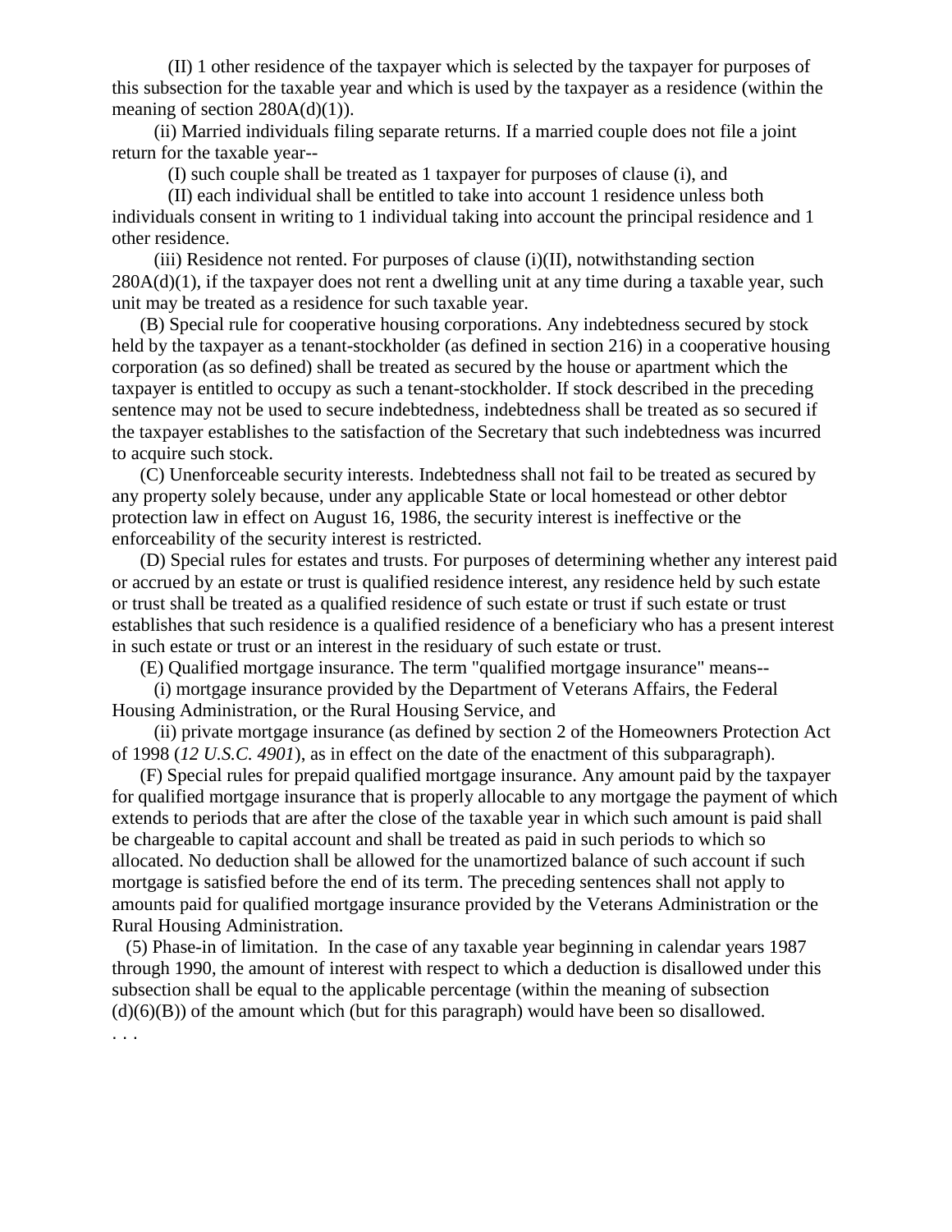(II) 1 other residence of the taxpayer which is selected by the taxpayer for purposes of this subsection for the taxable year and which is used by the taxpayer as a residence (within the meaning of section 280A(d)(1)).

(ii) Married individuals filing separate returns. If a married couple does not file a joint return for the taxable year--

(I) such couple shall be treated as 1 taxpayer for purposes of clause (i), and

(II) each individual shall be entitled to take into account 1 residence unless both individuals consent in writing to 1 individual taking into account the principal residence and 1 other residence.

(iii) Residence not rented. For purposes of clause (i)(II), notwithstanding section 280A(d)(1), if the taxpayer does not rent a dwelling unit at any time during a taxable year, such unit may be treated as a residence for such taxable year.

(B) Special rule for cooperative housing corporations. Any indebtedness secured by stock held by the taxpayer as a tenant-stockholder (as defined in section 216) in a cooperative housing corporation (as so defined) shall be treated as secured by the house or apartment which the taxpayer is entitled to occupy as such a tenant-stockholder. If stock described in the preceding sentence may not be used to secure indebtedness, indebtedness shall be treated as so secured if the taxpayer establishes to the satisfaction of the Secretary that such indebtedness was incurred to acquire such stock.

(C) Unenforceable security interests. Indebtedness shall not fail to be treated as secured by any property solely because, under any applicable State or local homestead or other debtor protection law in effect on August 16, 1986, the security interest is ineffective or the enforceability of the security interest is restricted.

(D) Special rules for estates and trusts. For purposes of determining whether any interest paid or accrued by an estate or trust is qualified residence interest, any residence held by such estate or trust shall be treated as a qualified residence of such estate or trust if such estate or trust establishes that such residence is a qualified residence of a beneficiary who has a present interest in such estate or trust or an interest in the residuary of such estate or trust.

(E) Qualified mortgage insurance. The term "qualified mortgage insurance" means--

(i) mortgage insurance provided by the Department of Veterans Affairs, the Federal Housing Administration, or the Rural Housing Service, and

(ii) private mortgage insurance (as defined by section 2 of the Homeowners Protection Act of 1998 (*12 U.S.C. 4901*), as in effect on the date of the enactment of this subparagraph).

(F) Special rules for prepaid qualified mortgage insurance. Any amount paid by the taxpayer for qualified mortgage insurance that is properly allocable to any mortgage the payment of which extends to periods that are after the close of the taxable year in which such amount is paid shall be chargeable to capital account and shall be treated as paid in such periods to which so allocated. No deduction shall be allowed for the unamortized balance of such account if such mortgage is satisfied before the end of its term. The preceding sentences shall not apply to amounts paid for qualified mortgage insurance provided by the Veterans Administration or the Rural Housing Administration.

(5) Phase-in of limitation. In the case of any taxable year beginning in calendar years 1987 through 1990, the amount of interest with respect to which a deduction is disallowed under this subsection shall be equal to the applicable percentage (within the meaning of subsection (d)(6)(B)) of the amount which (but for this paragraph) would have been so disallowed.

. . .